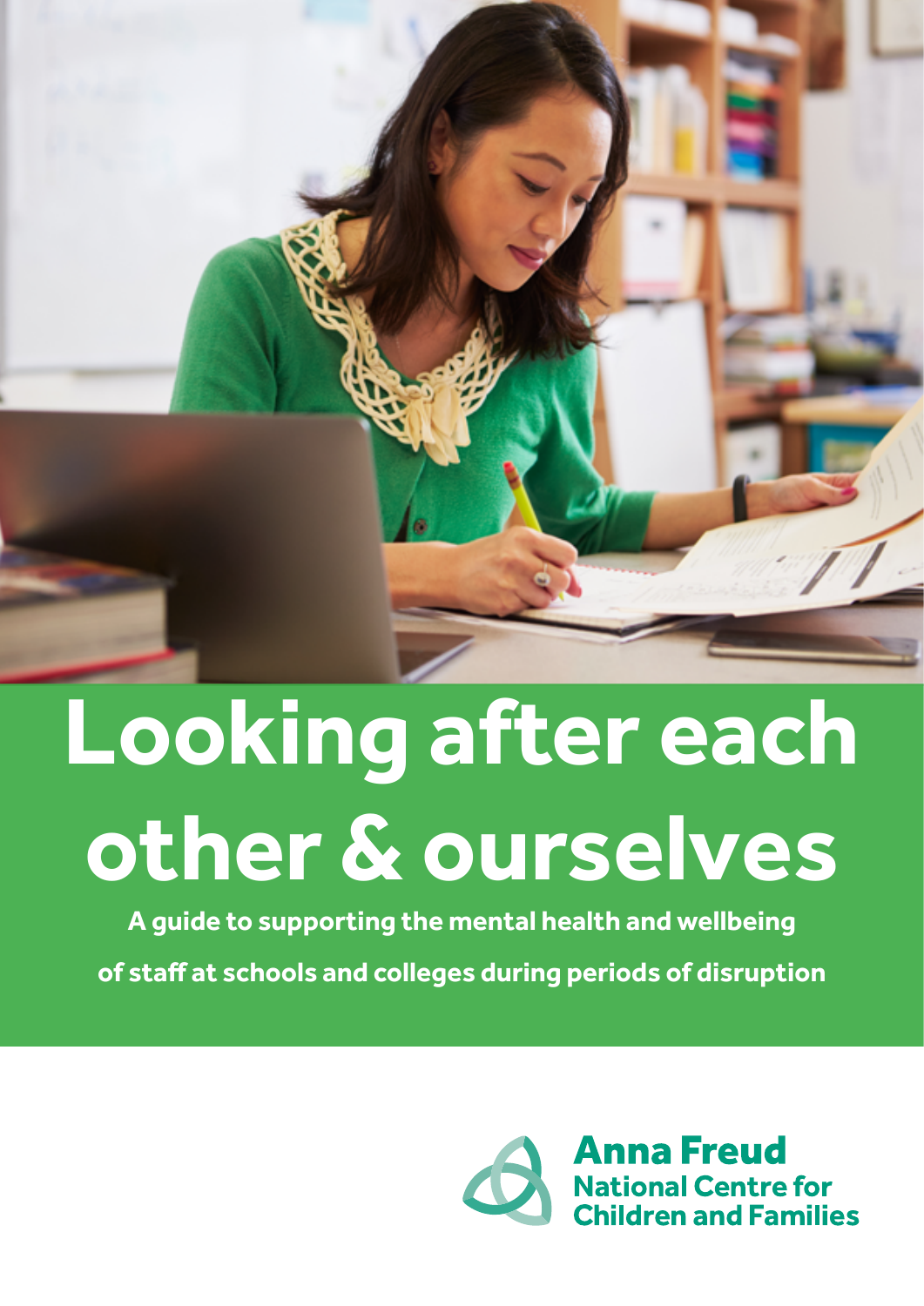# Looking after each other & ourselves

**A guide to supporting the mental health and wellbeing of staff at schools and colleges during periods of disruption**

Anna Freud National Centre for Children and Families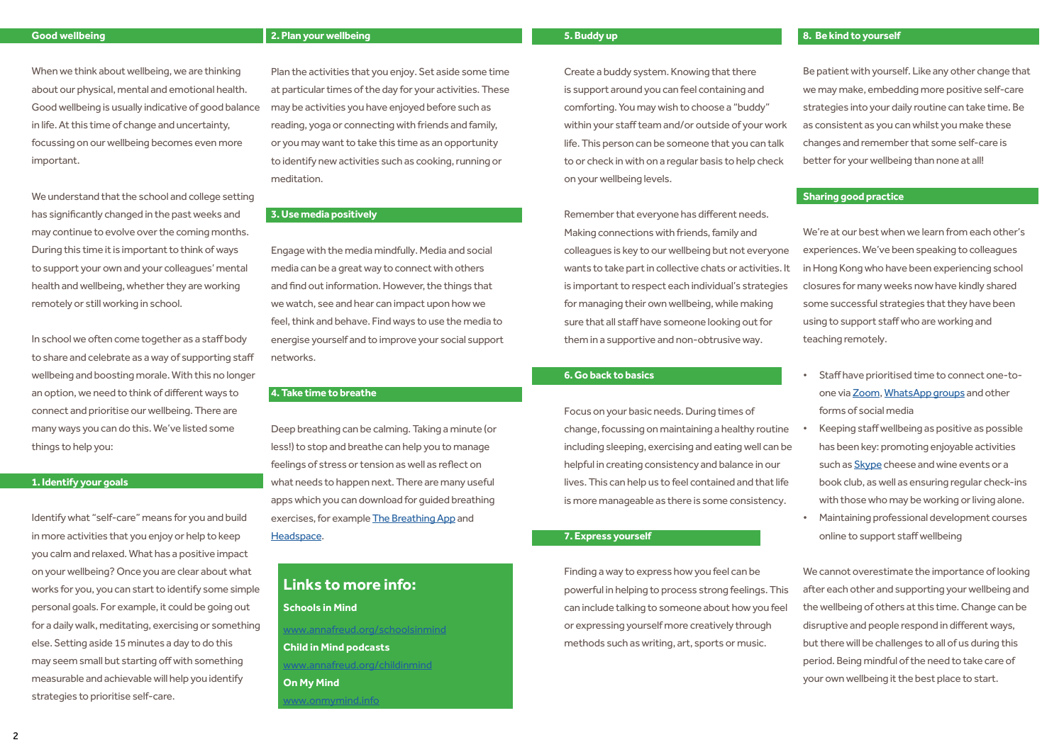## Good wellbeing

When we think about wellbeing, we are thinking about our physical, mental and emotional health. Good wellbeing is usually indicative of good balance in life. At this time of change and uncertainty, focussing on our wellbeing becomes even more important.

We understand that the school and college setting has significantly changed in the past weeks and may continue to evolve over the coming months. During this time it is important to think of ways to support your own and your colleagues' mental health and wellbeing, whether they are working remotely or still working in school.

In school we often come together as a staff body to share and celebrate as a way of supporting staff wellbeing and boosting morale. With this no longer an option, we need to think of different ways to connect and prioritise our wellbeing. There are many ways you can do this. We've listed some things to help you:

## 1. Identify your goals

Identify what "self-care" means for you and build in more activities that you enjoy or help to keep you calm and relaxed. What has a positive impact on your wellbeing? Once you are clear about what works for you, you can start to identify some simple personal goals. For example, it could be going out for a daily walk, meditating, exercising or something else. Setting aside 15 minutes a day to do this may seem small but starting off with something measurable and achievable will help you identify strategies to prioritise self-care.

## 2. Plan your wellbeing

Plan the activities that you enjoy. Set aside some time at particular times of the day for your activities. These may be activities you have enjoyed before such as reading, yoga or connecting with friends and family, or you may want to take this time as an opportunity to identify new activities such as cooking, running or meditation.

## 3. Use media positively

Engage with the media mindfully. Media and social media can be a great way to connect with others and find out information. However, the things that we watch, see and hear can impact upon how we feel, think and behave. Find ways to use the media to energise yourself and to improve your social support networks.

## 4. Take time to breathe

Deep breathing can be calming. Taking a minute (or less!) to stop and breathe can help you to manage feelings of stress or tension as well as reflect on what needs to happen next. There are many useful apps which you can download for guided breathing exercises, for example The Breathing App and Headspace.

## Links to more info:

**Schools in Mind**

www.annafreud.org/schoolsinmind

**Child in Mind podcasts**

www.annafreud.org/childinmind

**On My Mind**

www.onmymind.info

## 5. Buddy up

Create a buddy system. Knowing that there is support around you can feel containing and comforting. You may wish to choose a "buddy" within your staff team and/or outside of your work life. This person can be someone that you can talk to or check in with on a regular basis to help check on your wellbeing levels.

Remember that everyone has different needs. Making connections with friends, family and colleagues is key to our wellbeing but not everyone wants to take part in collective chats or activities. It is important to respect each individual's strategies for managing their own wellbeing, while making sure that all staff have someone looking out for them in a supportive and non-obtrusive way.

## 6. Go back to basics

Focus on your basic needs. During times of change, focussing on maintaining a healthy routine including sleeping, exercising and eating well can be helpful in creating consistency and balance in our lives. This can help us to feel contained and that life is more manageable as there is some consistency.

## 7. Express yourself

Finding a way to express how you feel can be powerful in helping to process strong feelings. This can include talking to someone about how you feel or expressing yourself more creatively through methods such as writing, art, sports or music.

## 8. Be kind to yourself

Be patient with yourself. Like any other change that we may make, embedding more positive self-care strategies into your daily routine can take time. Be as consistent as you can whilst you make these changes and remember that some self-care is better for your wellbeing than none at all!

## Sharing good practice

We're at our best when we learn from each other's experiences. We've been speaking to colleagues in Hong Kong who have been experiencing school closures for many weeks now have kindly shared some successful strategies that they have been using to support staff who are working and teaching remotely.

- Staff have prioritised time to connect one-to-one via Zoom, WhatsApp groups and other forms of social media
- Keeping staff wellbeing as positive as possible has been key: promoting enjoyable activities such as Skype cheese and wine events or a book club, as well as ensuring regular check-ins with those who may be working or living alone.
- Maintaining professional development courses online to support staff wellbeing

We cannot overestimate the importance of looking after each other and supporting your wellbeing and the wellbeing of others at this time. Change can be disruptive and people respond in different ways, but there will be challenges to all of us during this period. Being mindful of the need to take care of your own wellbeing it the best place to start.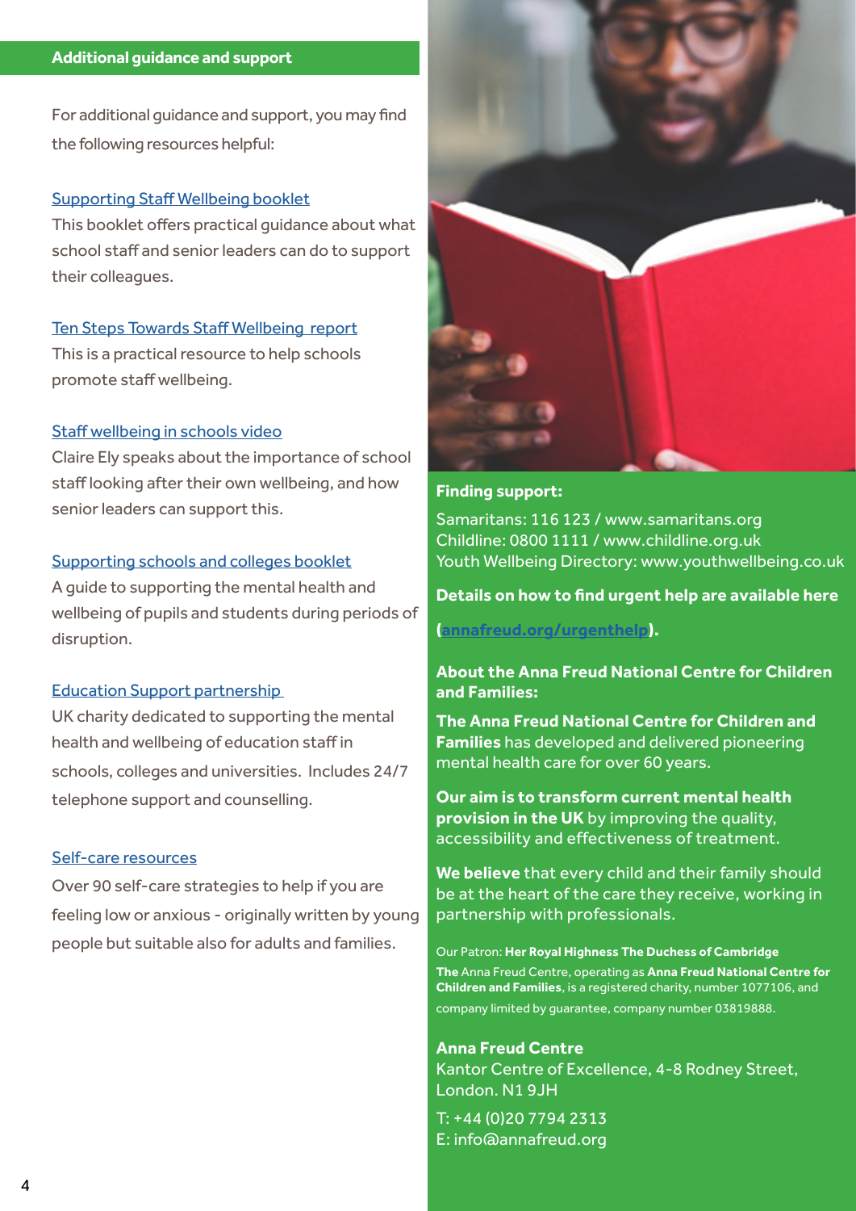## Additional guidance and support

For additional guidance and support, you may find the following resources helpful:

Supporting Staff Wellbeing booklet
This booklet offers practical guidance about what school staff and senior leaders can do to support their colleagues.

Ten Steps Towards Staff Wellbeing report
This is a practical resource to help schools promote staff wellbeing.

Staff wellbeing in schools video
Claire Ely speaks about the importance of school staff looking after their own wellbeing, and how senior leaders can support this.

Supporting schools and colleges booklet
A guide to supporting the mental health and wellbeing of pupils and students during periods of disruption.

Education Support partnership
UK charity dedicated to supporting the mental health and wellbeing of education staff in schools, colleges and universities. Includes 24/7 telephone support and counselling.

Self-care resources
Over 90 self-care strategies to help if you are feeling low or anxious - originally written by young people but suitable also for adults and families.

**Finding support:**

Samaritans: 116 123 / www.samaritans.org
Childline: 0800 1111 / www.childline.org.uk
Youth Wellbeing Directory: www.youthwellbeing.co.uk

**Details on how to find urgent help are available here (annafreud.org/urgenthelp).**

**About the Anna Freud National Centre for Children and Families:**

**The Anna Freud National Centre for Children and Families** has developed and delivered pioneering mental health care for over 60 years.

**Our aim is to transform current mental health provision in the UK** by improving the quality, accessibility and effectiveness of treatment.

**We believe** that every child and their family should be at the heart of the care they receive, working in partnership with professionals.

Our Patron: **Her Royal Highness The Duchess of Cambridge**
**The** Anna Freud Centre, operating as **Anna Freud National Centre for Children and Families**, is a registered charity, number 1077106, and company limited by guarantee, company number 03819888.

**Anna Freud Centre**
Kantor Centre of Excellence, 4-8 Rodney Street, London. N1 9JH

T: +44 (0)20 7794 2313
E: info@annafreud.org